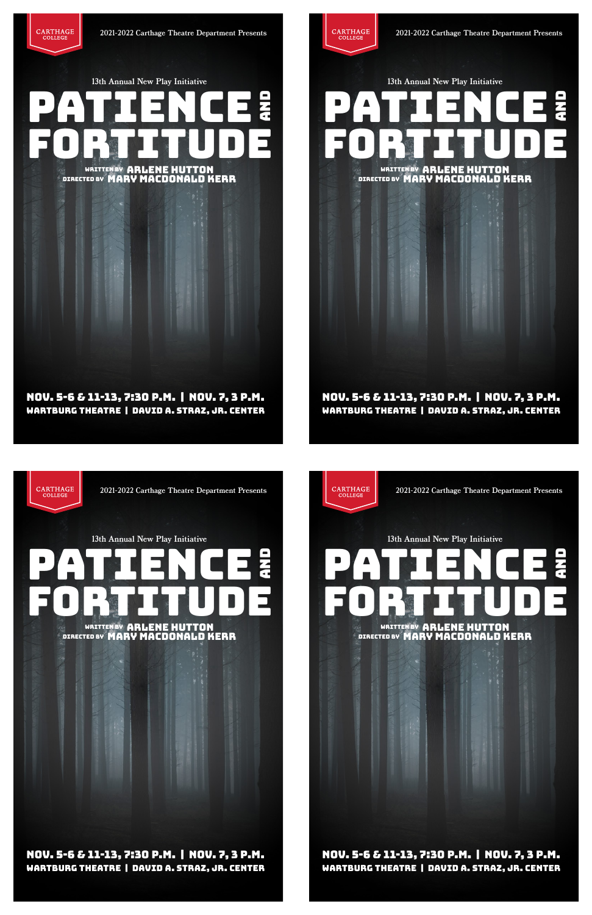CARTHAGE COLLEGE

2021-2022 Carthage Theatre Department Presents

13th Annual New Play Initiative

# PATIENCE AND FORTITUDE

WRITTEN BY **ARLENE HUTTON**
DIRECTED BY **MARY MACDONALD KERR**

**NOV. 5-6 & 11-13, 7:30 P.M. | NOV. 7, 3 P.M.**
**WARTBURG THEATRE | DAVID A. STRAZ, JR. CENTER**

---

CARTHAGE COLLEGE

2021-2022 Carthage Theatre Department Presents

13th Annual New Play Initiative

# PATIENCE AND FORTITUDE

WRITTEN BY **ARLENE HUTTON**
DIRECTED BY **MARY MACDONALD KERR**

**NOV. 5-6 & 11-13, 7:30 P.M. | NOV. 7, 3 P.M.**
**WARTBURG THEATRE | DAVID A. STRAZ, JR. CENTER**

---

CARTHAGE COLLEGE

2021-2022 Carthage Theatre Department Presents

13th Annual New Play Initiative

# PATIENCE AND FORTITUDE

WRITTEN BY **ARLENE HUTTON**
DIRECTED BY **MARY MACDONALD KERR**

**NOV. 5-6 & 11-13, 7:30 P.M. | NOV. 7, 3 P.M.**
**WARTBURG THEATRE | DAVID A. STRAZ, JR. CENTER**

---

CARTHAGE COLLEGE

2021-2022 Carthage Theatre Department Presents

13th Annual New Play Initiative

# PATIENCE AND FORTITUDE

WRITTEN BY **ARLENE HUTTON**
DIRECTED BY **MARY MACDONALD KERR**

**NOV. 5-6 & 11-13, 7:30 P.M. | NOV. 7, 3 P.M.**
**WARTBURG THEATRE | DAVID A. STRAZ, JR. CENTER**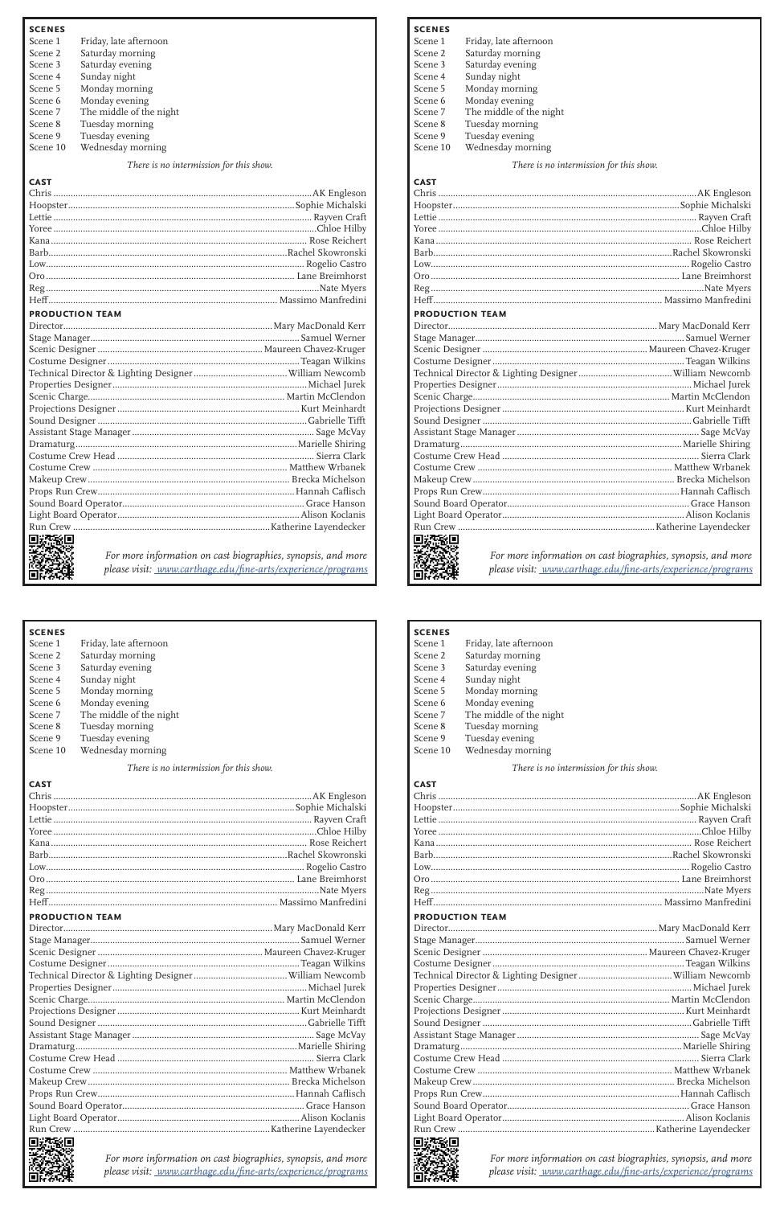## SCENES

| | |
|---|---|
| Scene 1 | Friday, late afternoon |
| Scene 2 | Saturday morning |
| Scene 3 | Saturday evening |
| Scene 4 | Sunday night |
| Scene 5 | Monday morning |
| Scene 6 | Monday evening |
| Scene 7 | The middle of the night |
| Scene 8 | Tuesday morning |
| Scene 9 | Tuesday evening |
| Scene 10 | Wednesday morning |

*There is no intermission for this show.*

## CAST

| | |
|---|---|
| Chris | AK Engleson |
| Hoopster | Sophie Michalski |
| Lettie | Rayven Craft |
| Yoree | Chloe Hilby |
| Kana | Rose Reichert |
| Barb | Rachel Skowronski |
| Low | Rogelio Castro |
| Oro | Lane Breimhorst |
| Reg | Nate Myers |
| Heff | Massimo Manfredini |

## PRODUCTION TEAM

| | |
|---|---|
| Director | Mary MacDonald Kerr |
| Stage Manager | Samuel Werner |
| Scenic Designer | Maureen Chavez-Kruger |
| Costume Designer | Teagan Wilkins |
| Technical Director & Lighting Designer | William Newcomb |
| Properties Designer | Michael Jurek |
| Scenic Charge | Martin McClendon |
| Projections Designer | Kurt Meinhardt |
| Sound Designer | Gabrielle Tifft |
| Assistant Stage Manager | Sage McVay |
| Dramaturg | Marielle Shiring |
| Costume Crew Head | Sierra Clark |
| Costume Crew | Matthew Wrbanek |
| Makeup Crew | Brecka Michelson |
| Props Run Crew | Hannah Caflisch |
| Sound Board Operator | Grace Hanson |
| Light Board Operator | Alison Koclanis |
| Run Crew | Katherine Layendecker |

*For more information on cast biographies, synopsis, and more please visit: www.carthage.edu/fine-arts/experience/programs*

## SCENES

| | |
|---|---|
| Scene 1 | Friday, late afternoon |
| Scene 2 | Saturday morning |
| Scene 3 | Saturday evening |
| Scene 4 | Sunday night |
| Scene 5 | Monday morning |
| Scene 6 | Monday evening |
| Scene 7 | The middle of the night |
| Scene 8 | Tuesday morning |
| Scene 9 | Tuesday evening |
| Scene 10 | Wednesday morning |

*There is no intermission for this show.*

## CAST

| | |
|---|---|
| Chris | AK Engleson |
| Hoopster | Sophie Michalski |
| Lettie | Rayven Craft |
| Yoree | Chloe Hilby |
| Kana | Rose Reichert |
| Barb | Rachel Skowronski |
| Low | Rogelio Castro |
| Oro | Lane Breimhorst |
| Reg | Nate Myers |
| Heff | Massimo Manfredini |

## PRODUCTION TEAM

| | |
|---|---|
| Director | Mary MacDonald Kerr |
| Stage Manager | Samuel Werner |
| Scenic Designer | Maureen Chavez-Kruger |
| Costume Designer | Teagan Wilkins |
| Technical Director & Lighting Designer | William Newcomb |
| Properties Designer | Michael Jurek |
| Scenic Charge | Martin McClendon |
| Projections Designer | Kurt Meinhardt |
| Sound Designer | Gabrielle Tifft |
| Assistant Stage Manager | Sage McVay |
| Dramaturg | Marielle Shiring |
| Costume Crew Head | Sierra Clark |
| Costume Crew | Matthew Wrbanek |
| Makeup Crew | Brecka Michelson |
| Props Run Crew | Hannah Caflisch |
| Sound Board Operator | Grace Hanson |
| Light Board Operator | Alison Koclanis |
| Run Crew | Katherine Layendecker |

*For more information on cast biographies, synopsis, and more please visit: www.carthage.edu/fine-arts/experience/programs*

## SCENES

| | |
|---|---|
| Scene 1 | Friday, late afternoon |
| Scene 2 | Saturday morning |
| Scene 3 | Saturday evening |
| Scene 4 | Sunday night |
| Scene 5 | Monday morning |
| Scene 6 | Monday evening |
| Scene 7 | The middle of the night |
| Scene 8 | Tuesday morning |
| Scene 9 | Tuesday evening |
| Scene 10 | Wednesday morning |

*There is no intermission for this show.*

## CAST

| | |
|---|---|
| Chris | AK Engleson |
| Hoopster | Sophie Michalski |
| Lettie | Rayven Craft |
| Yoree | Chloe Hilby |
| Kana | Rose Reichert |
| Barb | Rachel Skowronski |
| Low | Rogelio Castro |
| Oro | Lane Breimhorst |
| Reg | Nate Myers |
| Heff | Massimo Manfredini |

## PRODUCTION TEAM

| | |
|---|---|
| Director | Mary MacDonald Kerr |
| Stage Manager | Samuel Werner |
| Scenic Designer | Maureen Chavez-Kruger |
| Costume Designer | Teagan Wilkins |
| Technical Director & Lighting Designer | William Newcomb |
| Properties Designer | Michael Jurek |
| Scenic Charge | Martin McClendon |
| Projections Designer | Kurt Meinhardt |
| Sound Designer | Gabrielle Tifft |
| Assistant Stage Manager | Sage McVay |
| Dramaturg | Marielle Shiring |
| Costume Crew Head | Sierra Clark |
| Costume Crew | Matthew Wrbanek |
| Makeup Crew | Brecka Michelson |
| Props Run Crew | Hannah Caflisch |
| Sound Board Operator | Grace Hanson |
| Light Board Operator | Alison Koclanis |
| Run Crew | Katherine Layendecker |

*For more information on cast biographies, synopsis, and more please visit: www.carthage.edu/fine-arts/experience/programs*

## SCENES

| | |
|---|---|
| Scene 1 | Friday, late afternoon |
| Scene 2 | Saturday morning |
| Scene 3 | Saturday evening |
| Scene 4 | Sunday night |
| Scene 5 | Monday morning |
| Scene 6 | Monday evening |
| Scene 7 | The middle of the night |
| Scene 8 | Tuesday morning |
| Scene 9 | Tuesday evening |
| Scene 10 | Wednesday morning |

*There is no intermission for this show.*

## CAST

| | |
|---|---|
| Chris | AK Engleson |
| Hoopster | Sophie Michalski |
| Lettie | Rayven Craft |
| Yoree | Chloe Hilby |
| Kana | Rose Reichert |
| Barb | Rachel Skowronski |
| Low | Rogelio Castro |
| Oro | Lane Breimhorst |
| Reg | Nate Myers |
| Heff | Massimo Manfredini |

## PRODUCTION TEAM

| | |
|---|---|
| Director | Mary MacDonald Kerr |
| Stage Manager | Samuel Werner |
| Scenic Designer | Maureen Chavez-Kruger |
| Costume Designer | Teagan Wilkins |
| Technical Director & Lighting Designer | William Newcomb |
| Properties Designer | Michael Jurek |
| Scenic Charge | Martin McClendon |
| Projections Designer | Kurt Meinhardt |
| Sound Designer | Gabrielle Tifft |
| Assistant Stage Manager | Sage McVay |
| Dramaturg | Marielle Shiring |
| Costume Crew Head | Sierra Clark |
| Costume Crew | Matthew Wrbanek |
| Makeup Crew | Brecka Michelson |
| Props Run Crew | Hannah Caflisch |
| Sound Board Operator | Grace Hanson |
| Light Board Operator | Alison Koclanis |
| Run Crew | Katherine Layendecker |

*For more information on cast biographies, synopsis, and more please visit: www.carthage.edu/fine-arts/experience/programs*